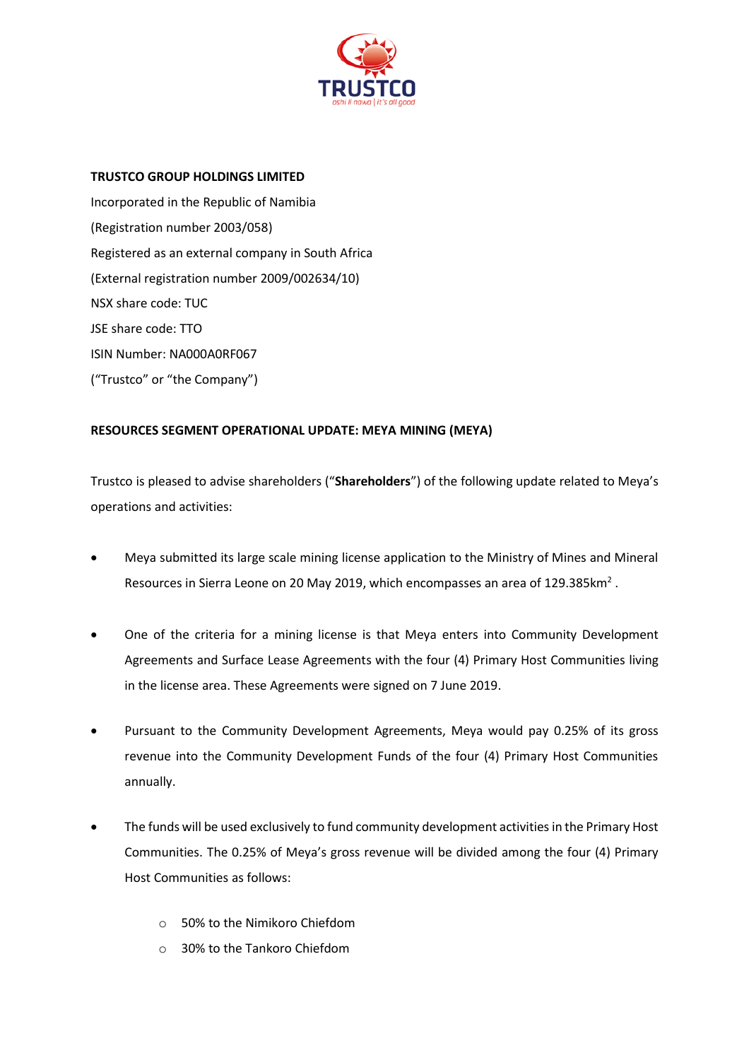**TRUSTCO GROUP HOLDINGS LIMITED**

Incorporated in the Republic of Namibia

(Registration number 2003/058)

Registered as an external company in South Africa

(External registration number 2009/002634/10)

NSX share code: TUC

JSE share code: TTO

ISIN Number: NA000A0RF067

("Trustco" or "the Company")

**RESOURCES SEGMENT OPERATIONAL UPDATE: MEYA MINING (MEYA)**

Trustco is pleased to advise shareholders ("**Shareholders**") of the following update related to Meya's operations and activities:

- Meya submitted its large scale mining license application to the Ministry of Mines and Mineral Resources in Sierra Leone on 20 May 2019, which encompasses an area of 129.385$km^2$ .

- One of the criteria for a mining license is that Meya enters into Community Development Agreements and Surface Lease Agreements with the four (4) Primary Host Communities living in the license area. These Agreements were signed on 7 June 2019.

- Pursuant to the Community Development Agreements, Meya would pay 0.25% of its gross revenue into the Community Development Funds of the four (4) Primary Host Communities annually.

- The funds will be used exclusively to fund community development activities in the Primary Host Communities. The 0.25% of Meya's gross revenue will be divided among the four (4) Primary Host Communities as follows:

    - 50% to the Nimikoro Chiefdom
    - 30% to the Tankoro Chiefdom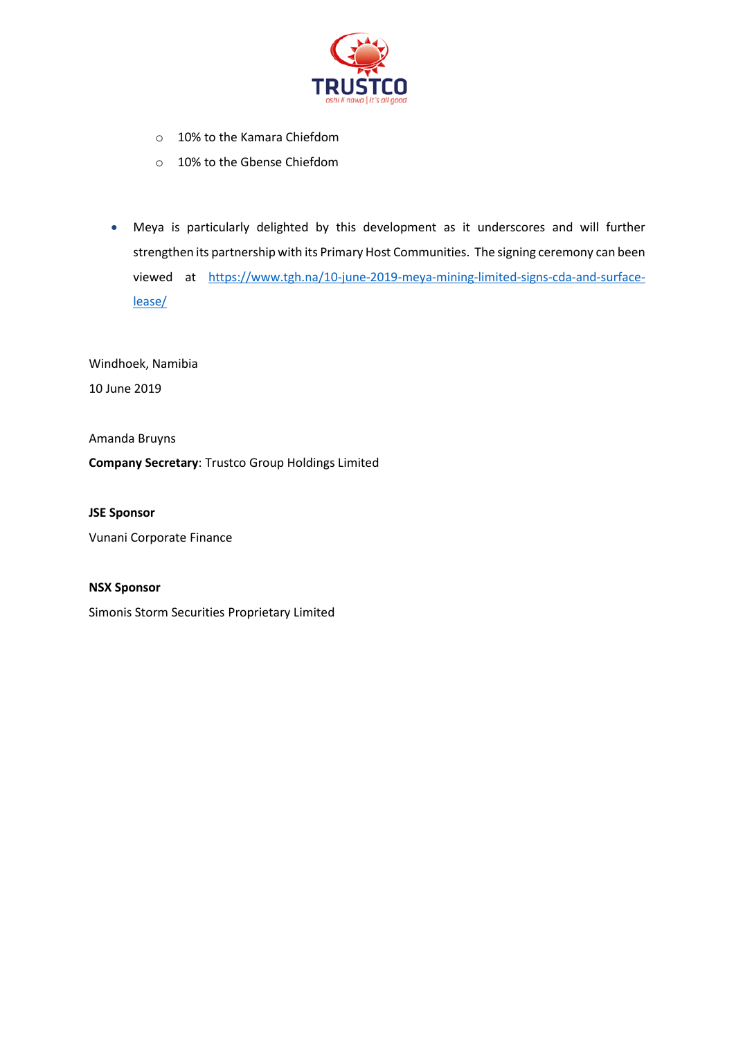- 10% to the Kamara Chiefdom
- 10% to the Gbense Chiefdom

- Meya is particularly delighted by this development as it underscores and will further strengthen its partnership with its Primary Host Communities. The signing ceremony can been viewed at https://www.tgh.na/10-june-2019-meya-mining-limited-signs-cda-and-surface-lease/

Windhoek, Namibia

10 June 2019

Amanda Bruyns

**Company Secretary**: Trustco Group Holdings Limited

**JSE Sponsor**

Vunani Corporate Finance

**NSX Sponsor**

Simonis Storm Securities Proprietary Limited